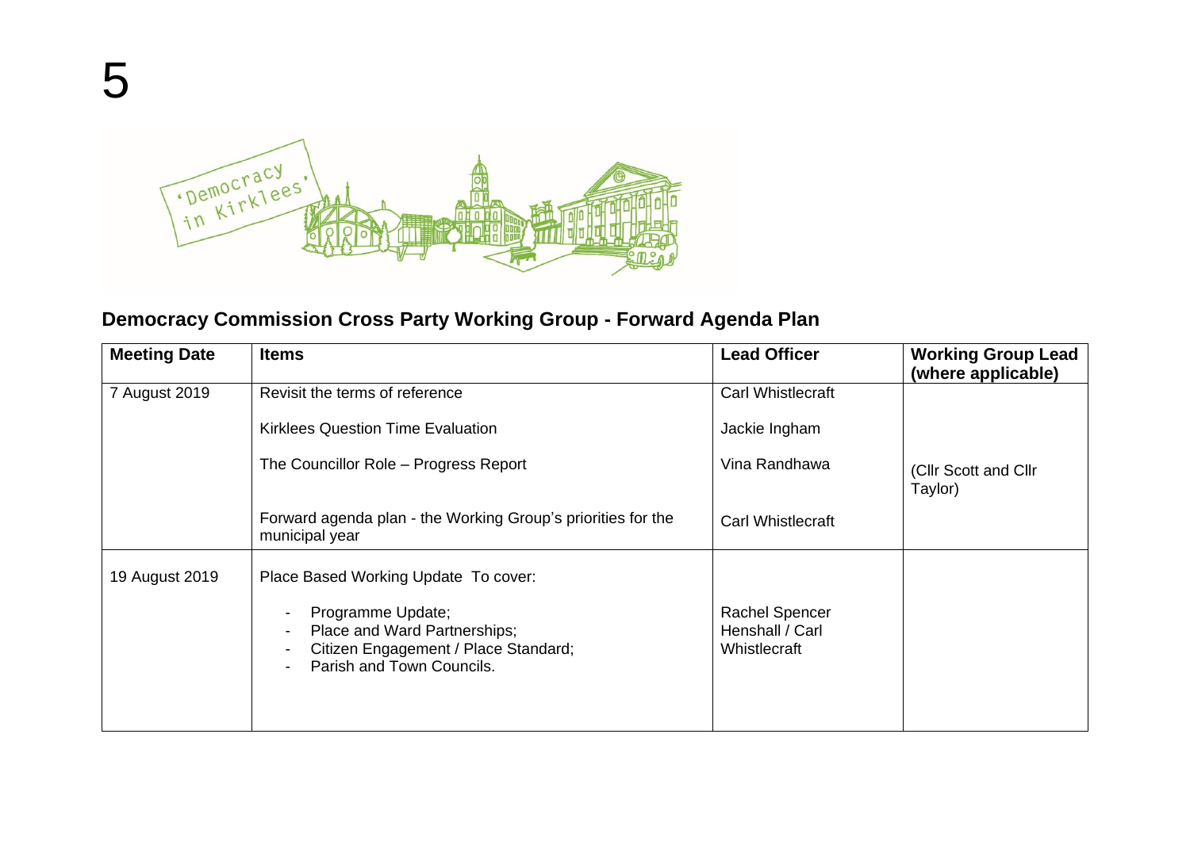5

## Democracy Commission Cross Party Working Group - Forward Agenda Plan

| Meeting Date | Items | Lead Officer | Working Group Lead (where applicable) |
|---|---|---|---|
| 7 August 2019 | Revisit the terms of reference | Carl Whistlecraft | |
| | Kirklees Question Time Evaluation | Jackie Ingham | |
| | The Councillor Role – Progress Report | Vina Randhawa | (Cllr Scott and Cllr Taylor) |
| | Forward agenda plan - the Working Group's priorities for the municipal year | Carl Whistlecraft | |
| 19 August 2019 | Place Based Working Update To cover:<br>- Programme Update;<br>- Place and Ward Partnerships;<br>- Citizen Engagement / Place Standard;<br>- Parish and Town Councils. | Rachel Spencer Henshall / Carl Whistlecraft | |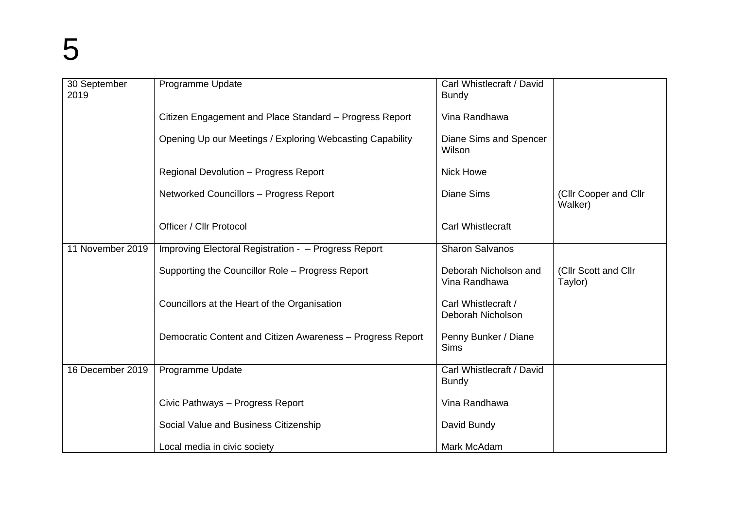| | | | |
|---|---|---|---|
| 30 September 2019 | Programme Update | Carl Whistlecraft / David Bundy | |
| | Citizen Engagement and Place Standard – Progress Report | Vina Randhawa | |
| | Opening Up our Meetings / Exploring Webcasting Capability | Diane Sims and Spencer Wilson | |
| | Regional Devolution – Progress Report | Nick Howe | |
| | Networked Councillors – Progress Report | Diane Sims | (Cllr Cooper and Cllr Walker) |
| | Officer / Cllr Protocol | Carl Whistlecraft | |
| 11 November 2019 | Improving Electoral Registration - – Progress Report | Sharon Salvanos | |
| | Supporting the Councillor Role – Progress Report | Deborah Nicholson and Vina Randhawa | (Cllr Scott and Cllr Taylor) |
| | Councillors at the Heart of the Organisation | Carl Whistlecraft / Deborah Nicholson | |
| | Democratic Content and Citizen Awareness – Progress Report | Penny Bunker / Diane Sims | |
| 16 December 2019 | Programme Update | Carl Whistlecraft / David Bundy | |
| | Civic Pathways – Progress Report | Vina Randhawa | |
| | Social Value and Business Citizenship | David Bundy | |
| | Local media in civic society | Mark McAdam | |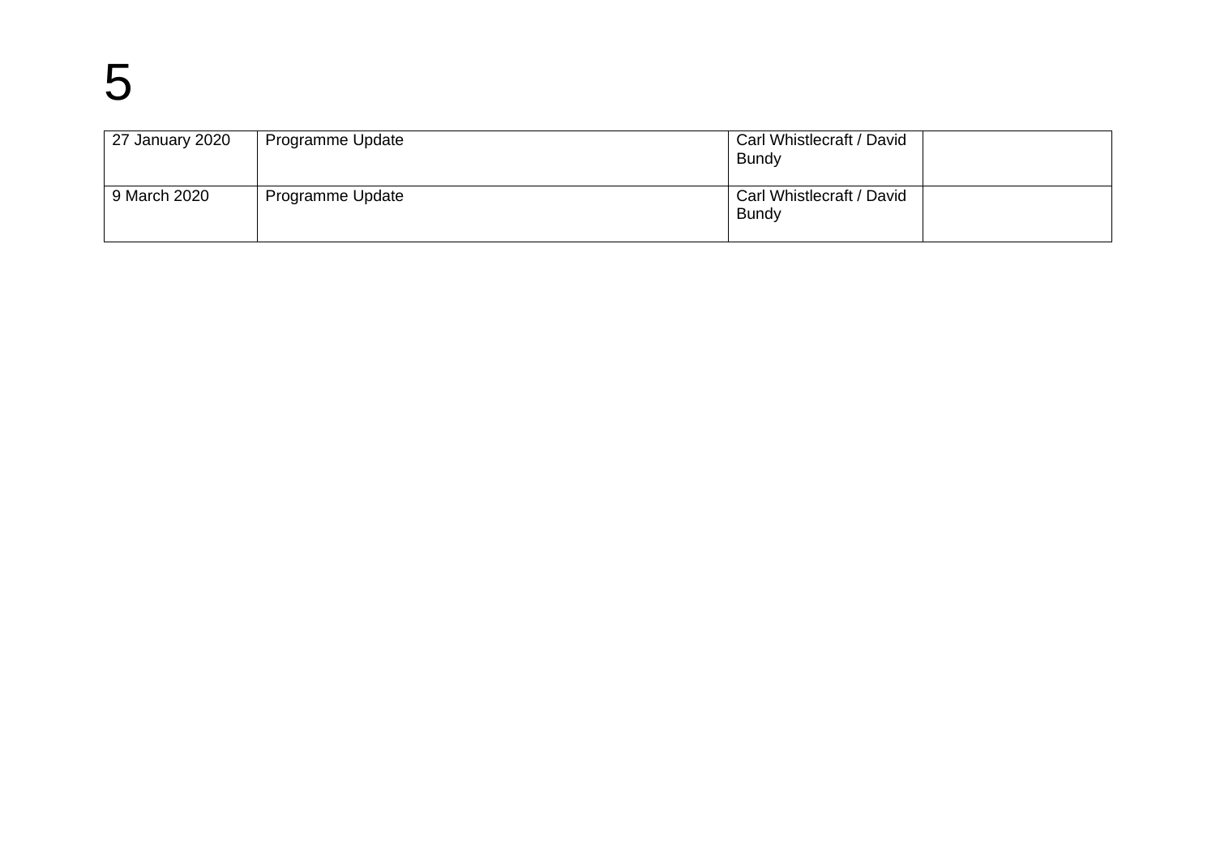| | | | |
|---|---|---|---|
| 27 January 2020 | Programme Update | Carl Whistlecraft / David Bundy | |
| 9 March 2020 | Programme Update | Carl Whistlecraft / David Bundy | |